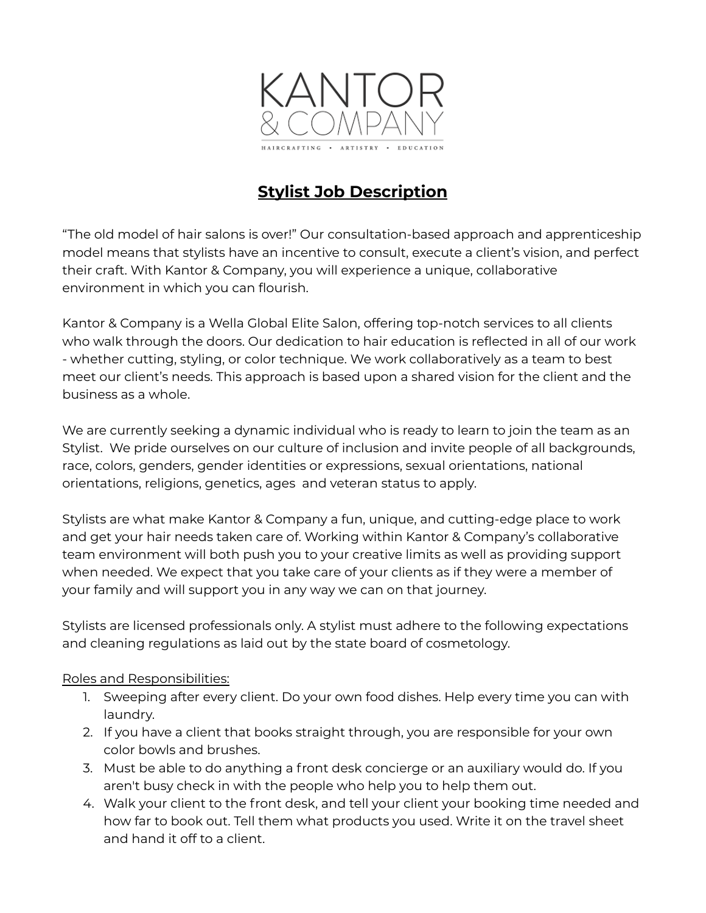KANTOR
& COMPANY

HAIRCRAFTING • ARTISTRY • EDUCATION

# Stylist Job Description

"The old model of hair salons is over!" Our consultation-based approach and apprenticeship model means that stylists have an incentive to consult, execute a client's vision, and perfect their craft. With Kantor & Company, you will experience a unique, collaborative environment in which you can flourish.

Kantor & Company is a Wella Global Elite Salon, offering top-notch services to all clients who walk through the doors. Our dedication to hair education is reflected in all of our work - whether cutting, styling, or color technique. We work collaboratively as a team to best meet our client's needs. This approach is based upon a shared vision for the client and the business as a whole.

We are currently seeking a dynamic individual who is ready to learn to join the team as an Stylist. We pride ourselves on our culture of inclusion and invite people of all backgrounds, race, colors, genders, gender identities or expressions, sexual orientations, national orientations, religions, genetics, ages and veteran status to apply.

Stylists are what make Kantor & Company a fun, unique, and cutting-edge place to work and get your hair needs taken care of. Working within Kantor & Company's collaborative team environment will both push you to your creative limits as well as providing support when needed. We expect that you take care of your clients as if they were a member of your family and will support you in any way we can on that journey.

Stylists are licensed professionals only. A stylist must adhere to the following expectations and cleaning regulations as laid out by the state board of cosmetology.

Roles and Responsibilities:

1. Sweeping after every client. Do your own food dishes. Help every time you can with laundry.
2. If you have a client that books straight through, you are responsible for your own color bowls and brushes.
3. Must be able to do anything a front desk concierge or an auxiliary would do. If you aren't busy check in with the people who help you to help them out.
4. Walk your client to the front desk, and tell your client your booking time needed and how far to book out. Tell them what products you used. Write it on the travel sheet and hand it off to a client.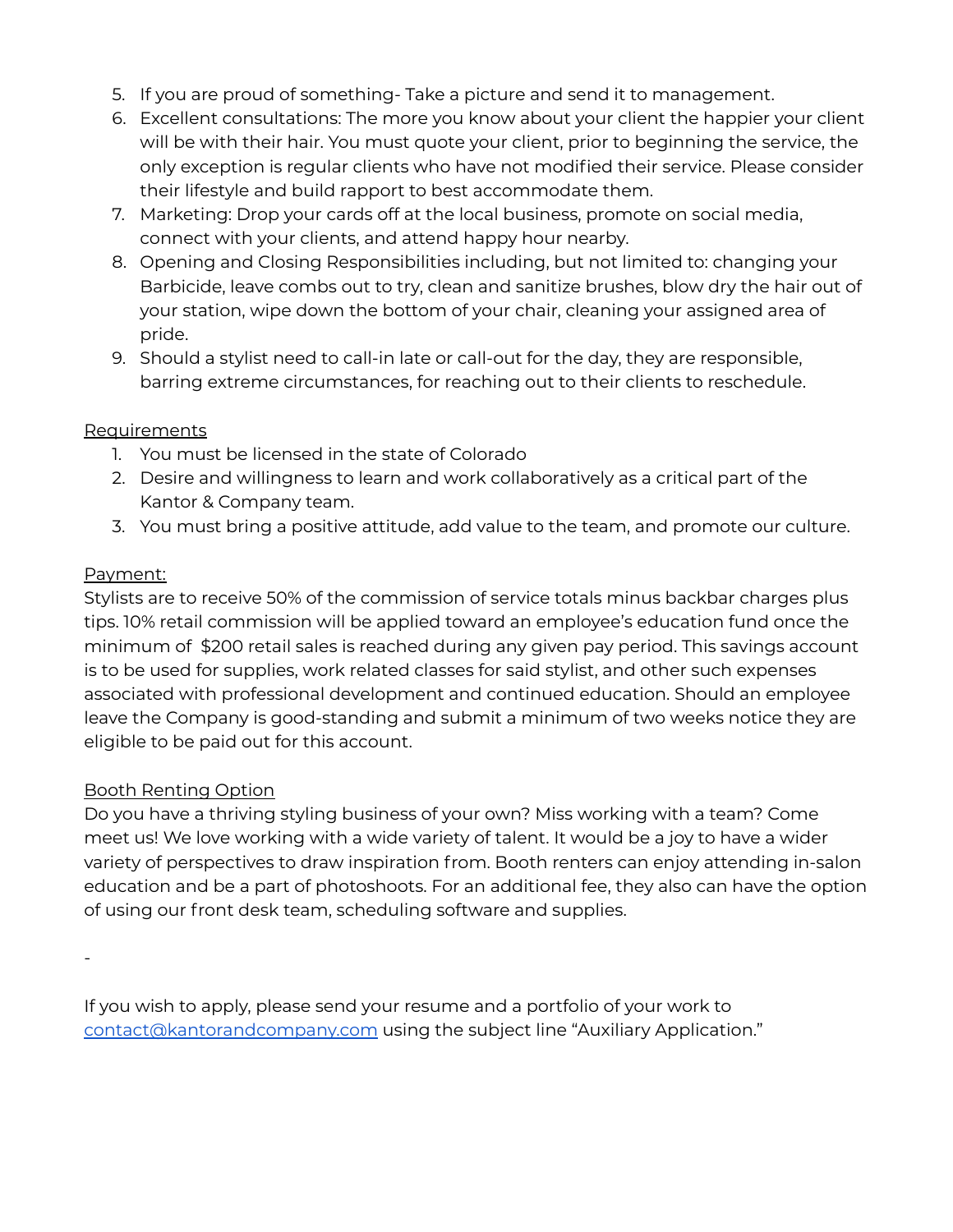5. If you are proud of something- Take a picture and send it to management.
6. Excellent consultations: The more you know about your client the happier your client will be with their hair. You must quote your client, prior to beginning the service, the only exception is regular clients who have not modified their service. Please consider their lifestyle and build rapport to best accommodate them.
7. Marketing: Drop your cards off at the local business, promote on social media, connect with your clients, and attend happy hour nearby.
8. Opening and Closing Responsibilities including, but not limited to: changing your Barbicide, leave combs out to try, clean and sanitize brushes, blow dry the hair out of your station, wipe down the bottom of your chair, cleaning your assigned area of pride.
9. Should a stylist need to call-in late or call-out for the day, they are responsible, barring extreme circumstances, for reaching out to their clients to reschedule.

<u>Requirements</u>

1. You must be licensed in the state of Colorado
2. Desire and willingness to learn and work collaboratively as a critical part of the Kantor & Company team.
3. You must bring a positive attitude, add value to the team, and promote our culture.

<u>Payment:</u>

Stylists are to receive 50% of the commission of service totals minus backbar charges plus tips. 10% retail commission will be applied toward an employee's education fund once the minimum of $200 retail sales is reached during any given pay period. This savings account is to be used for supplies, work related classes for said stylist, and other such expenses associated with professional development and continued education. Should an employee leave the Company is good-standing and submit a minimum of two weeks notice they are eligible to be paid out for this account.

<u>Booth Renting Option</u>

Do you have a thriving styling business of your own? Miss working with a team? Come meet us! We love working with a wide variety of talent. It would be a joy to have a wider variety of perspectives to draw inspiration from. Booth renters can enjoy attending in-salon education and be a part of photoshoots. For an additional fee, they also can have the option of using our front desk team, scheduling software and supplies.

-

If you wish to apply, please send your resume and a portfolio of your work to [contact@kantorandcompany.com](mailto:contact@kantorandcompany.com) using the subject line "Auxiliary Application."